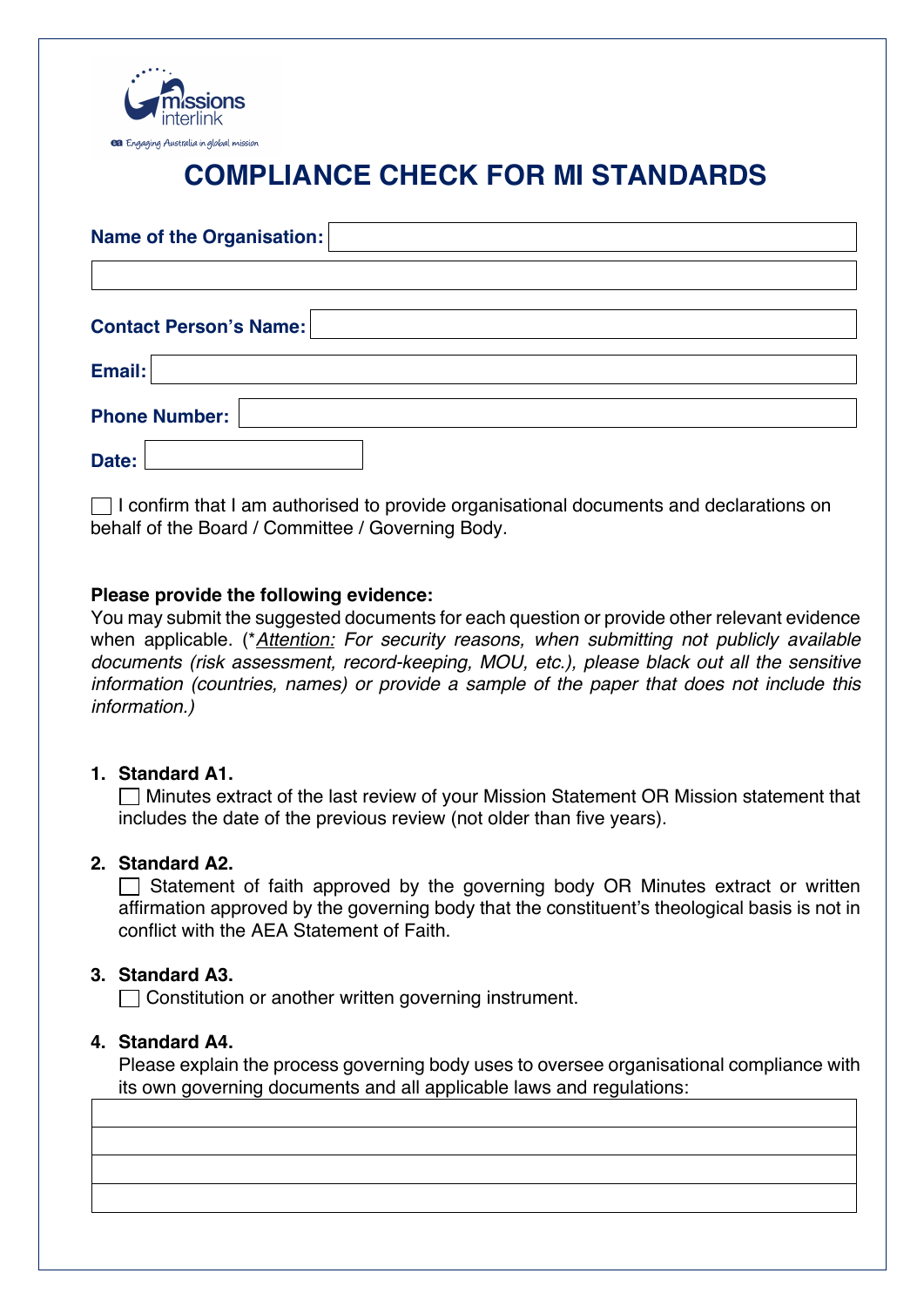# COMPLIANCE CHECK FOR MI STANDARDS

**Name of the Organisation:**

**Contact Person's Name:**

**Email:**

**Phone Number:**

**Date:**

☐ I confirm that I am authorised to provide organisational documents and declarations on behalf of the Board / Committee / Governing Body.

**Please provide the following evidence:**

You may submit the suggested documents for each question or provide other relevant evidence when applicable. (*__Attention:__ *For security reasons, when submitting not publicly available documents (risk assessment, record-keeping, MOU, etc.), please black out all the sensitive information (countries, names) or provide a sample of the paper that does not include this information.)*

1. **Standard A1.**

   ☐ Minutes extract of the last review of your Mission Statement OR Mission statement that includes the date of the previous review (not older than five years).

2. **Standard A2.**

   ☐ Statement of faith approved by the governing body OR Minutes extract or written affirmation approved by the governing body that the constituent's theological basis is not in conflict with the AEA Statement of Faith.

3. **Standard A3.**

   ☐ Constitution or another written governing instrument.

4. **Standard A4.**

   Please explain the process governing body uses to oversee organisational compliance with its own governing documents and all applicable laws and regulations: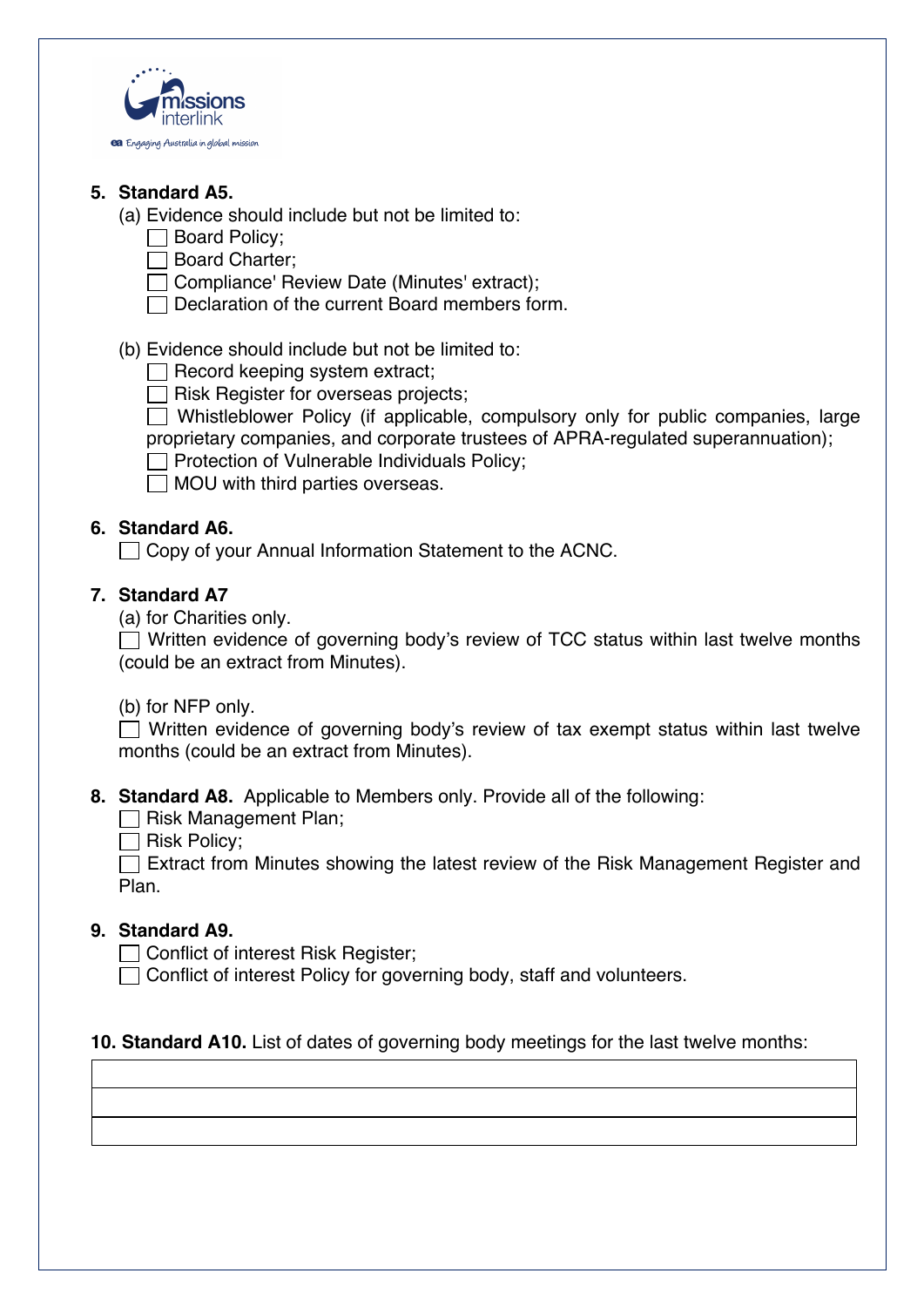5. **Standard A5.**

   (a) Evidence should include but not be limited to:

   - [ ] Board Policy;
   - [ ] Board Charter;
   - [ ] Compliance' Review Date (Minutes' extract);
   - [ ] Declaration of the current Board members form.

   (b) Evidence should include but not be limited to:

   - [ ] Record keeping system extract;
   - [ ] Risk Register for overseas projects;
   - [ ] Whistleblower Policy (if applicable, compulsory only for public companies, large proprietary companies, and corporate trustees of APRA-regulated superannuation);
   - [ ] Protection of Vulnerable Individuals Policy;
   - [ ] MOU with third parties overseas.

6. **Standard A6.**

   - [ ] Copy of your Annual Information Statement to the ACNC.

7. **Standard A7**

   (a) for Charities only.

   - [ ] Written evidence of governing body's review of TCC status within last twelve months (could be an extract from Minutes).

   (b) for NFP only.

   - [ ] Written evidence of governing body's review of tax exempt status within last twelve months (could be an extract from Minutes).

8. **Standard A8.** Applicable to Members only. Provide all of the following:

   - [ ] Risk Management Plan;
   - [ ] Risk Policy;
   - [ ] Extract from Minutes showing the latest review of the Risk Management Register and Plan.

9. **Standard A9.**

   - [ ] Conflict of interest Risk Register;
   - [ ] Conflict of interest Policy for governing body, staff and volunteers.

10. **Standard A10.** List of dates of governing body meetings for the last twelve months:

| |
|---|
| |
| |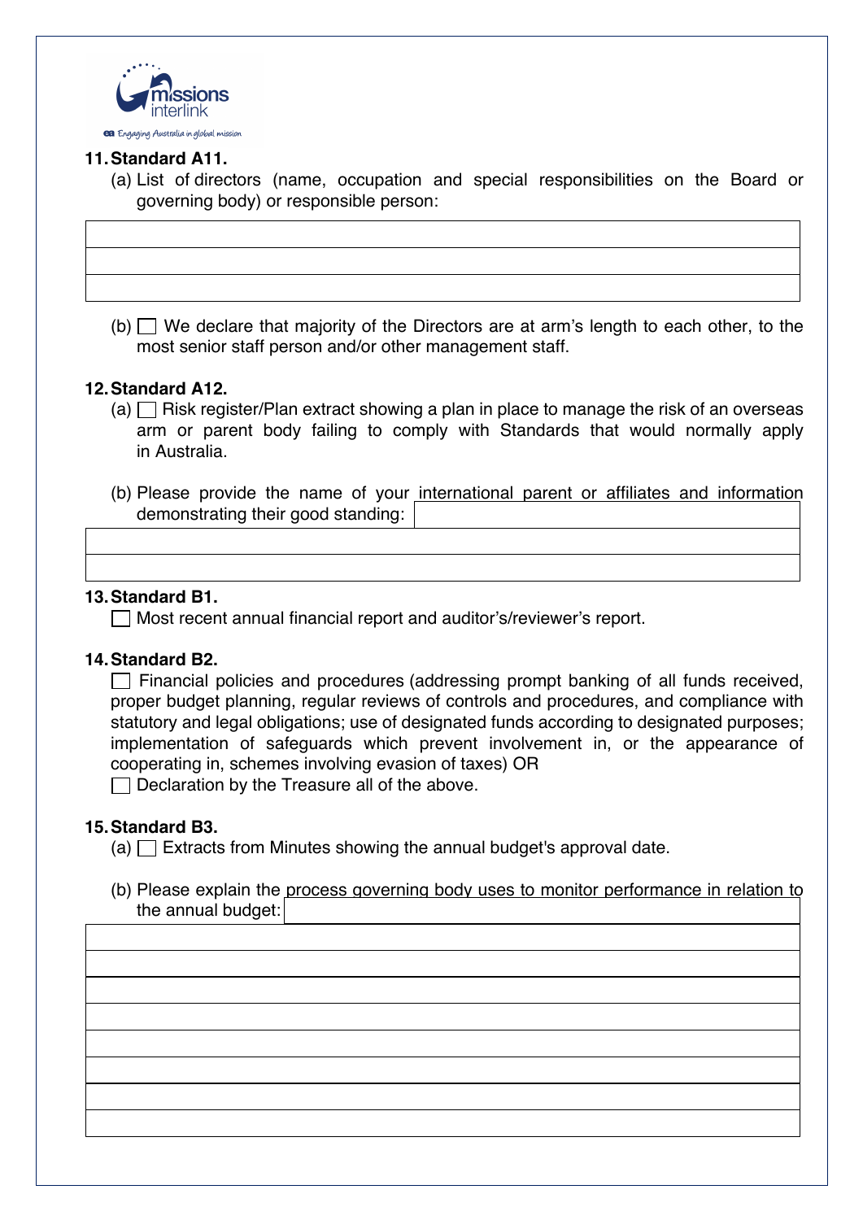**11. Standard A11.**

(a) List of directors (name, occupation and special responsibilities on the Board or governing body) or responsible person:

| |
|---|
| |
| |
| |

(b) ☐ We declare that majority of the Directors are at arm's length to each other, to the most senior staff person and/or other management staff.

**12. Standard A12.**

(a) ☐ Risk register/Plan extract showing a plan in place to manage the risk of an overseas arm or parent body failing to comply with Standards that would normally apply in Australia.

(b) Please provide the name of your international parent or affiliates and information demonstrating their good standing:

| |
|---|
| |
| |

**13. Standard B1.**

☐ Most recent annual financial report and auditor's/reviewer's report.

**14. Standard B2.**

☐ Financial policies and procedures (addressing prompt banking of all funds received, proper budget planning, regular reviews of controls and procedures, and compliance with statutory and legal obligations; use of designated funds according to designated purposes; implementation of safeguards which prevent involvement in, or the appearance of cooperating in, schemes involving evasion of taxes) OR

☐ Declaration by the Treasure all of the above.

**15. Standard B3.**

(a) ☐ Extracts from Minutes showing the annual budget's approval date.

(b) Please explain the process governing body uses to monitor performance in relation to the annual budget:

| |
|---|
| |
| |
| |
| |
| |
| |
| |
| |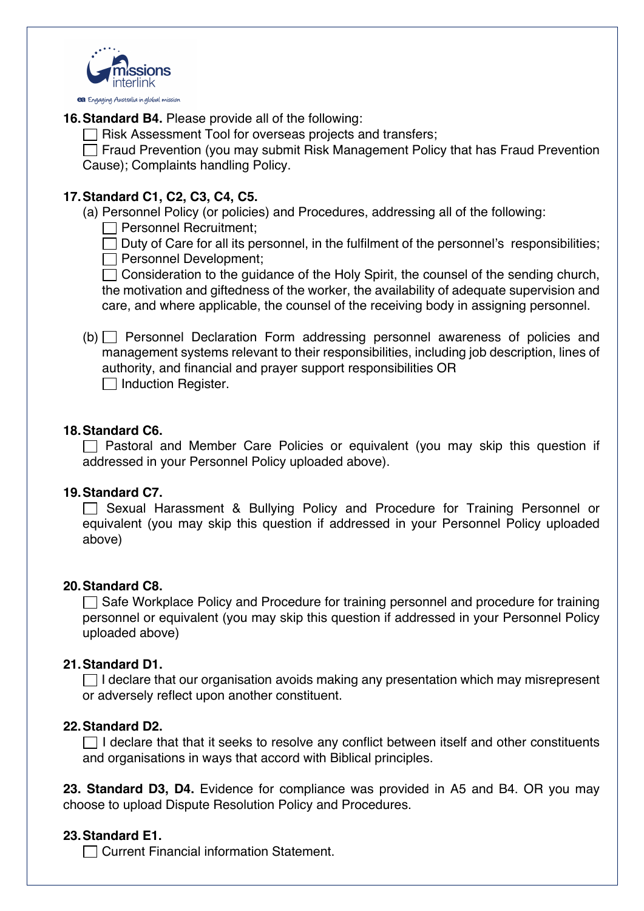**16. Standard B4.** Please provide all of the following:

☐ Risk Assessment Tool for overseas projects and transfers;

☐ Fraud Prevention (you may submit Risk Management Policy that has Fraud Prevention Cause); Complaints handling Policy.

**17. Standard C1, C2, C3, C4, C5.**

(a) Personnel Policy (or policies) and Procedures, addressing all of the following:

☐ Personnel Recruitment;

☐ Duty of Care for all its personnel, in the fulfilment of the personnel's responsibilities;

☐ Personnel Development;

☐ Consideration to the guidance of the Holy Spirit, the counsel of the sending church, the motivation and giftedness of the worker, the availability of adequate supervision and care, and where applicable, the counsel of the receiving body in assigning personnel.

(b) ☐ Personnel Declaration Form addressing personnel awareness of policies and management systems relevant to their responsibilities, including job description, lines of authority, and financial and prayer support responsibilities OR

☐ Induction Register.

**18. Standard C6.**

☐ Pastoral and Member Care Policies or equivalent (you may skip this question if addressed in your Personnel Policy uploaded above).

**19. Standard C7.**

☐ Sexual Harassment & Bullying Policy and Procedure for Training Personnel or equivalent (you may skip this question if addressed in your Personnel Policy uploaded above)

**20. Standard C8.**

☐ Safe Workplace Policy and Procedure for training personnel and procedure for training personnel or equivalent (you may skip this question if addressed in your Personnel Policy uploaded above)

**21. Standard D1.**

☐ I declare that our organisation avoids making any presentation which may misrepresent or adversely reflect upon another constituent.

**22. Standard D2.**

☐ I declare that that it seeks to resolve any conflict between itself and other constituents and organisations in ways that accord with Biblical principles.

**23. Standard D3, D4.** Evidence for compliance was provided in A5 and B4. OR you may choose to upload Dispute Resolution Policy and Procedures.

**23. Standard E1.**

☐ Current Financial information Statement.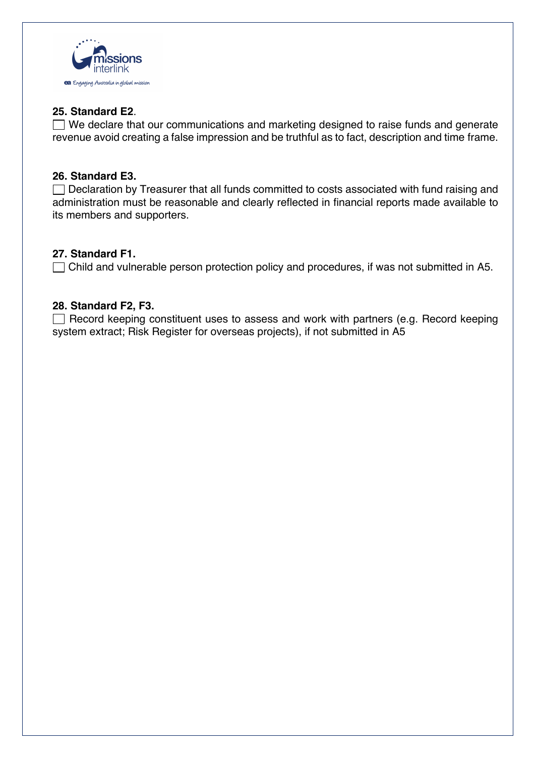**25. Standard E2**.

☐ We declare that our communications and marketing designed to raise funds and generate revenue avoid creating a false impression and be truthful as to fact, description and time frame.

**26. Standard E3.**

☐ Declaration by Treasurer that all funds committed to costs associated with fund raising and administration must be reasonable and clearly reflected in financial reports made available to its members and supporters.

**27. Standard F1.**

☐ Child and vulnerable person protection policy and procedures, if was not submitted in A5.

**28. Standard F2, F3.**

☐ Record keeping constituent uses to assess and work with partners (e.g. Record keeping system extract; Risk Register for overseas projects), if not submitted in A5